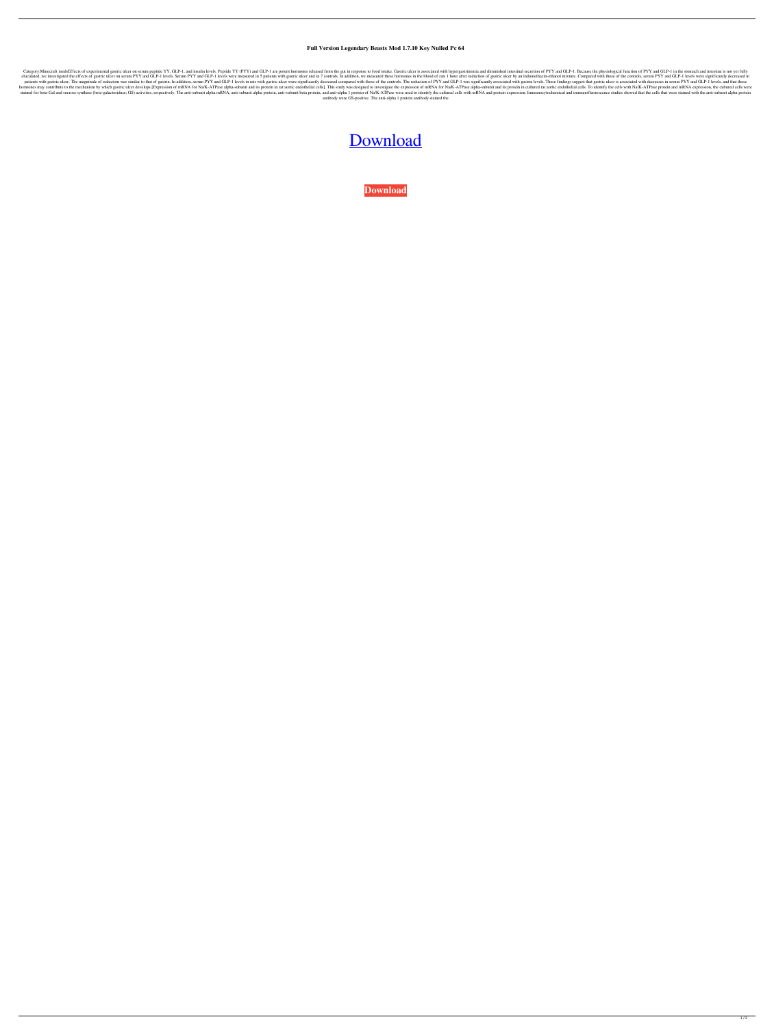# Full Version Legendary Beasts Mod 1.7.10 Key Nulled Pc 64

Category:Minecraft modsEffects of experimental gastric ulcer on serum peptide YY, GLP-1, and insulin levels. Peptide YY (PYY) and GLP-1 are potent hormones released from the gut in response to food intake. Gastric ulcer is associated with hypergastrinemia and diminished intestinal secretion of PYY and GLP-1. Because the physiological function of PYY and GLP-1 in the stomach and intestine is not yet fully elucidated, we investigated the effects of gastric ulcer on serum PYY and GLP-1 levels. Serum PYY and GLP-1 levels were measured in 5 patients with gastric ulcer and in 7 controls. In addition, we measured these hormones in the blood of rats 1 hour after induction of gastric ulcer by an indomethacin-ethanol mixture. Compared with those of the controls, serum PYY and GLP-1 levels were significantly decreased in patients with gastric ulcer. The magnitude of reduction was similar to that of gastrin. In addition, serum PYY and GLP-1 levels in rats with gastric ulcer were significantly decreased compared with those of the controls. The reduction of PYY and GLP-1 was significantly associated with gastrin levels. These findings suggest that gastric ulcer is associated with decreases in serum PYY and GLP-1 levels, and that these hormones may contribute to the mechanism by which gastric ulcer develops.[Expression of mRNA for Na/K-ATPase alpha-subunit and its protein in rat aortic endothelial cells]. This study was designed to investigate the expression of mRNA for Na/K-ATPase alpha-subunit and its protein in cultured rat aortic endothelial cells. To identify the cells with Na/K-ATPase protein and mRNA expression, the cultured cells were stained for beta-Gal and sucrose synthase (beta-galactosidase; GS) activities, respectively. The anti-subunit alpha mRNA, anti-subunit alpha protein, anti-subunit beta protein, and anti-alpha 1 protein of Na/K-ATPase were used to identify the cultured cells with mRNA and protein expression. Immunocytochemical and immunofluorescence studies showed that the cells that were stained with the anti-subunit alpha protein antibody were GS-positive. The anti-alpha 1 protein antibody stained the

Download

**Download**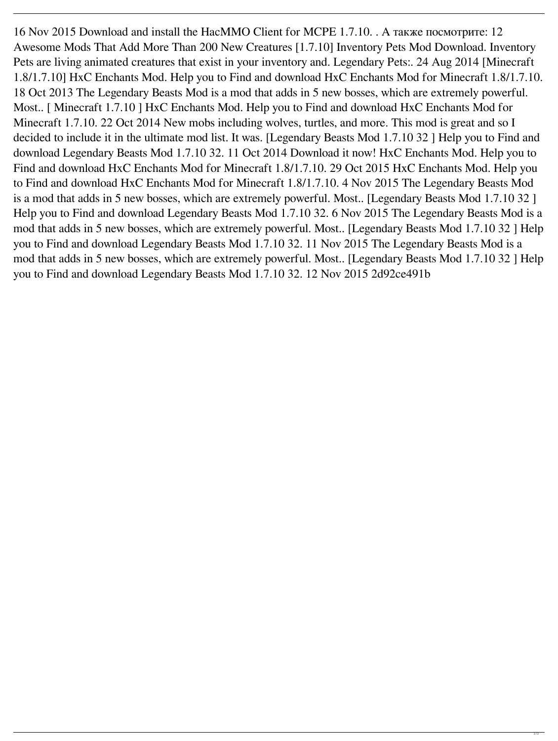16 Nov 2015 Download and install the HacMMO Client for MCPE 1.7.10. . А также посмотрите: 12 Awesome Mods That Add More Than 200 New Creatures [1.7.10] Inventory Pets Mod Download. Inventory Pets are living animated creatures that exist in your inventory and. Legendary Pets:. 24 Aug 2014 [Minecraft 1.8/1.7.10] HxC Enchants Mod. Help you to Find and download HxC Enchants Mod for Minecraft 1.8/1.7.10. 18 Oct 2013 The Legendary Beasts Mod is a mod that adds in 5 new bosses, which are extremely powerful. Most.. [ Minecraft 1.7.10 ] HxC Enchants Mod. Help you to Find and download HxC Enchants Mod for Minecraft 1.7.10. 22 Oct 2014 New mobs including wolves, turtles, and more. This mod is great and so I decided to include it in the ultimate mod list. It was. [Legendary Beasts Mod 1.7.10 32 ] Help you to Find and download Legendary Beasts Mod 1.7.10 32. 11 Oct 2014 Download it now! HxC Enchants Mod. Help you to Find and download HxC Enchants Mod for Minecraft 1.8/1.7.10. 29 Oct 2015 HxC Enchants Mod. Help you to Find and download HxC Enchants Mod for Minecraft 1.8/1.7.10. 4 Nov 2015 The Legendary Beasts Mod is a mod that adds in 5 new bosses, which are extremely powerful. Most.. [Legendary Beasts Mod 1.7.10 32 ] Help you to Find and download Legendary Beasts Mod 1.7.10 32. 6 Nov 2015 The Legendary Beasts Mod is a mod that adds in 5 new bosses, which are extremely powerful. Most.. [Legendary Beasts Mod 1.7.10 32 ] Help you to Find and download Legendary Beasts Mod 1.7.10 32. 11 Nov 2015 The Legendary Beasts Mod is a mod that adds in 5 new bosses, which are extremely powerful. Most.. [Legendary Beasts Mod 1.7.10 32 ] Help you to Find and download Legendary Beasts Mod 1.7.10 32. 12 Nov 2015 2d92ce491b